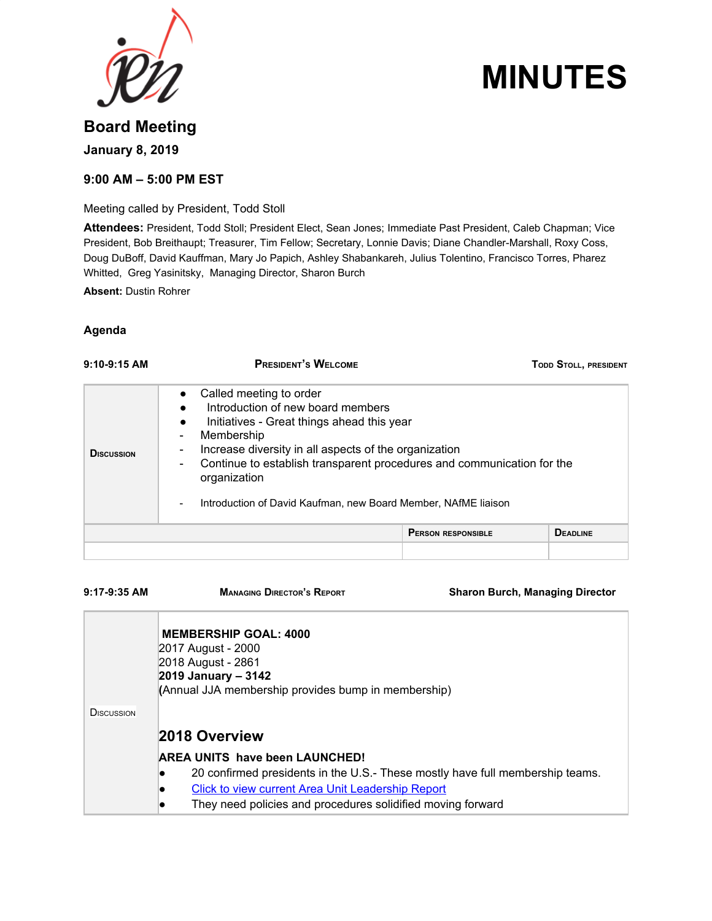# MINUTES

## Board Meeting

**January 8, 2019**

**9:00 AM – 5:00 PM EST**

Meeting called by President, Todd Stoll

**Attendees:** President, Todd Stoll; President Elect, Sean Jones; Immediate Past President, Caleb Chapman; Vice President, Bob Breithaupt; Treasurer, Tim Fellow; Secretary, Lonnie Davis; Diane Chandler-Marshall, Roxy Coss, Doug DuBoff, David Kauffman, Mary Jo Papich, Ashley Shabankareh, Julius Tolentino, Francisco Torres, Pharez Whitted, Greg Yasinitsky, Managing Director, Sharon Burch

**Absent:** Dustin Rohrer

### Agenda

**9:10-9:15 AM** — **President's Welcome** — **Todd Stoll, President**

| | |
|---|---|
| **Discussion** | • Called meeting to order<br>• Introduction of new board members<br>• Initiatives - Great things ahead this year<br>- Membership<br>- Increase diversity in all aspects of the organization<br>- Continue to establish transparent procedures and communication for the organization<br><br>- Introduction of David Kaufman, new Board Member, NAfME liaison |

| | Person responsible | Deadline |
|---|---|---|
| | | |

**9:17-9:35 AM** — **Managing Director's Report** — **Sharon Burch, Managing Director**

| | |
|---|---|
| **Discussion** | **MEMBERSHIP GOAL: 4000**<br>2017 August - 2000<br>2018 August - 2861<br>**2019 January – 3142**<br>(Annual JJA membership provides bump in membership)<br><br>**2018 Overview**<br>**AREA UNITS have been LAUNCHED!**<br>• 20 confirmed presidents in the U.S.- These mostly have full membership teams.<br>• Click to view current Area Unit Leadership Report<br>• They need policies and procedures solidified moving forward |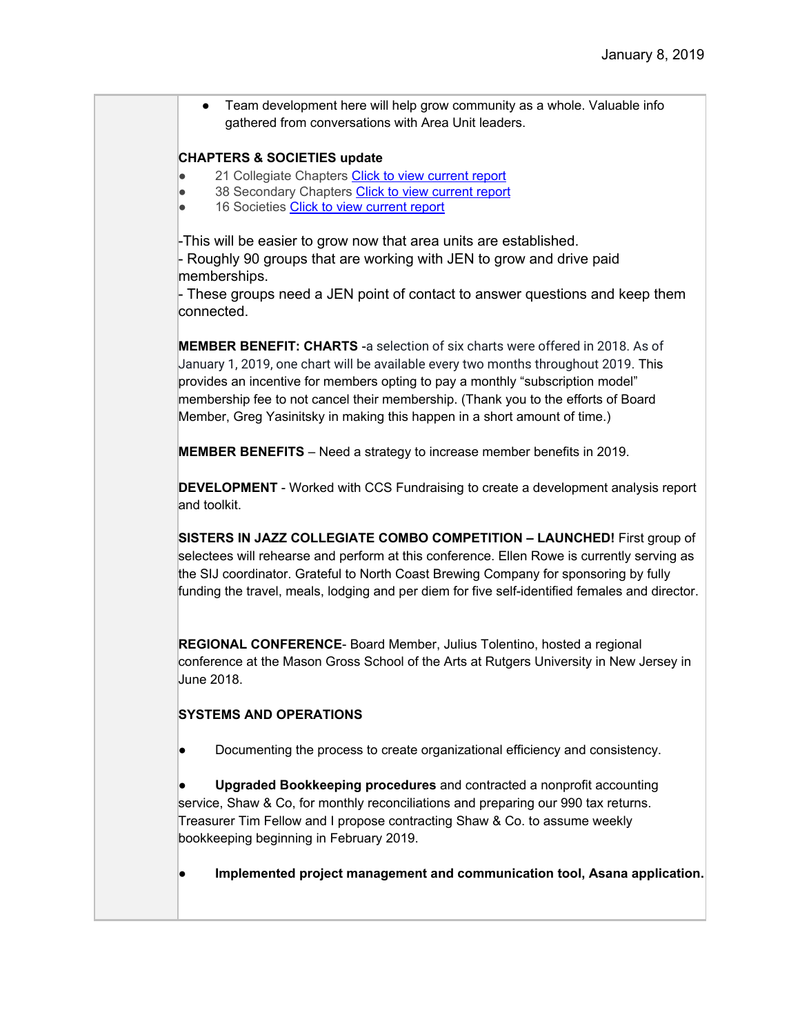- Team development here will help grow community as a whole. Valuable info gathered from conversations with Area Unit leaders.

**CHAPTERS & SOCIETIES update**

- 21 Collegiate Chapters Click to view current report
- 38 Secondary Chapters Click to view current report
- 16 Societies Click to view current report

-This will be easier to grow now that area units are established.
- Roughly 90 groups that are working with JEN to grow and drive paid memberships.
- These groups need a JEN point of contact to answer questions and keep them connected.

**MEMBER BENEFIT: CHARTS** -a selection of six charts were offered in 2018. As of January 1, 2019, one chart will be available every two months throughout 2019. This provides an incentive for members opting to pay a monthly "subscription model" membership fee to not cancel their membership. (Thank you to the efforts of Board Member, Greg Yasinitsky in making this happen in a short amount of time.)

**MEMBER BENEFITS** – Need a strategy to increase member benefits in 2019.

**DEVELOPMENT** - Worked with CCS Fundraising to create a development analysis report and toolkit.

**SISTERS IN JAZZ COLLEGIATE COMBO COMPETITION – LAUNCHED!** First group of selectees will rehearse and perform at this conference. Ellen Rowe is currently serving as the SIJ coordinator. Grateful to North Coast Brewing Company for sponsoring by fully funding the travel, meals, lodging and per diem for five self-identified females and director.

**REGIONAL CONFERENCE**- Board Member, Julius Tolentino, hosted a regional conference at the Mason Gross School of the Arts at Rutgers University in New Jersey in June 2018.

**SYSTEMS AND OPERATIONS**

- Documenting the process to create organizational efficiency and consistency.

- **Upgraded Bookkeeping procedures** and contracted a nonprofit accounting service, Shaw & Co, for monthly reconciliations and preparing our 990 tax returns. Treasurer Tim Fellow and I propose contracting Shaw & Co. to assume weekly bookkeeping beginning in February 2019.

- **Implemented project management and communication tool, Asana application.**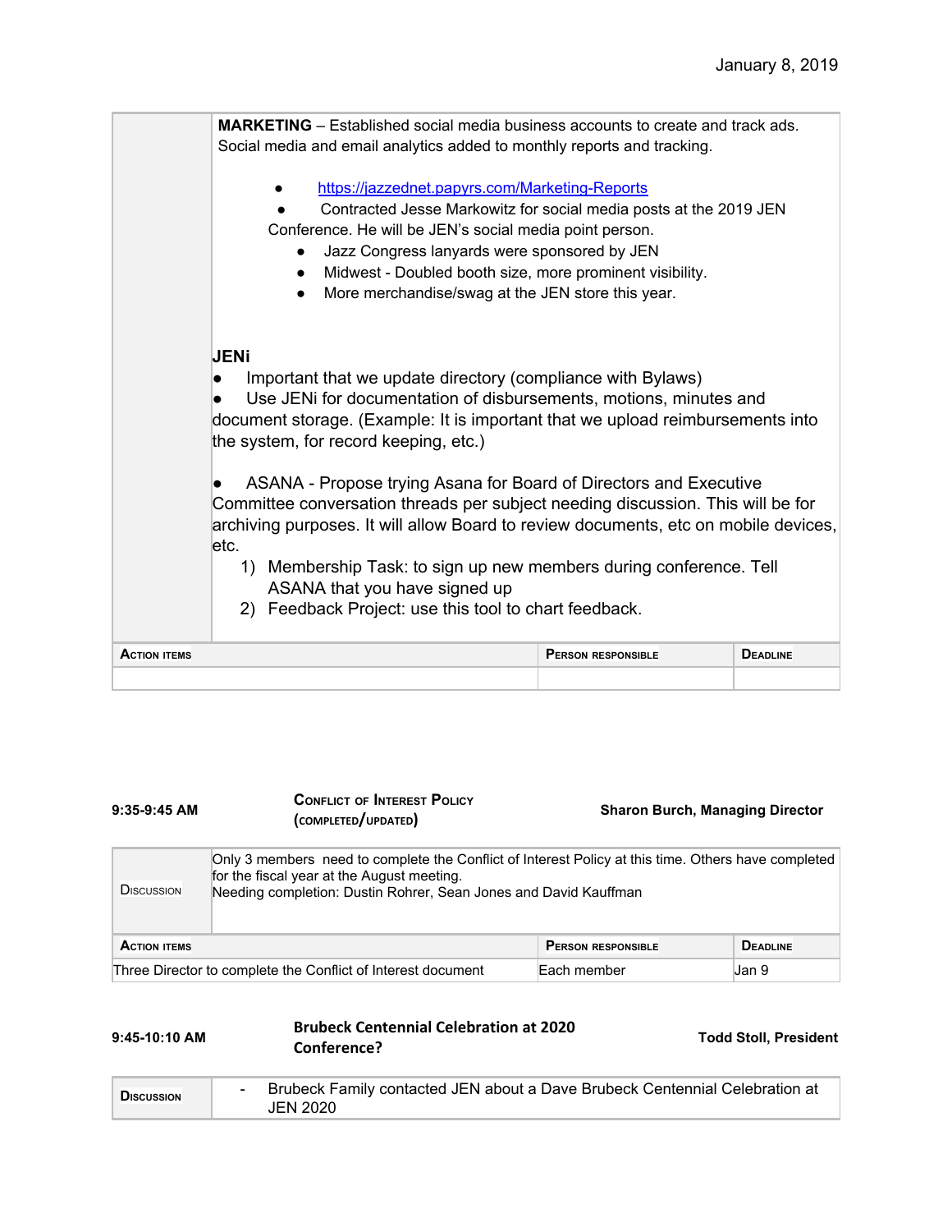January 8, 2019

**MARKETING** – Established social media business accounts to create and track ads. Social media and email analytics added to monthly reports and tracking.

- https://jazzednet.papyrs.com/Marketing-Reports
- Contracted Jesse Markowitz for social media posts at the 2019 JEN Conference. He will be JEN's social media point person.
- Jazz Congress lanyards were sponsored by JEN
- Midwest - Doubled booth size, more prominent visibility.
- More merchandise/swag at the JEN store this year.

**JENi**

- Important that we update directory (compliance with Bylaws)
- Use JENi for documentation of disbursements, motions, minutes and document storage. (Example: It is important that we upload reimbursements into the system, for record keeping, etc.)

- ASANA - Propose trying Asana for Board of Directors and Executive Committee conversation threads per subject needing discussion. This will be for archiving purposes. It will allow Board to review documents, etc on mobile devices, etc.
  1) Membership Task: to sign up new members during conference. Tell ASANA that you have signed up
  2) Feedback Project: use this tool to chart feedback.

| Action items | Person responsible | Deadline |
|---|---|---|
| | | |

**9:35-9:45 AM** — **Conflict of Interest Policy (completed/updated)** — **Sharon Burch, Managing Director**

**Discussion**

Only 3 members need to complete the Conflict of Interest Policy at this time. Others have completed for the fiscal year at the August meeting.
Needing completion: Dustin Rohrer, Sean Jones and David Kauffman

| Action items | Person responsible | Deadline |
|---|---|---|
| Three Director to complete the Conflict of Interest document | Each member | Jan 9 |

**9:45-10:10 AM** — **Brubeck Centennial Celebration at 2020 Conference?** — **Todd Stoll, President**

**Discussion**

- Brubeck Family contacted JEN about a Dave Brubeck Centennial Celebration at JEN 2020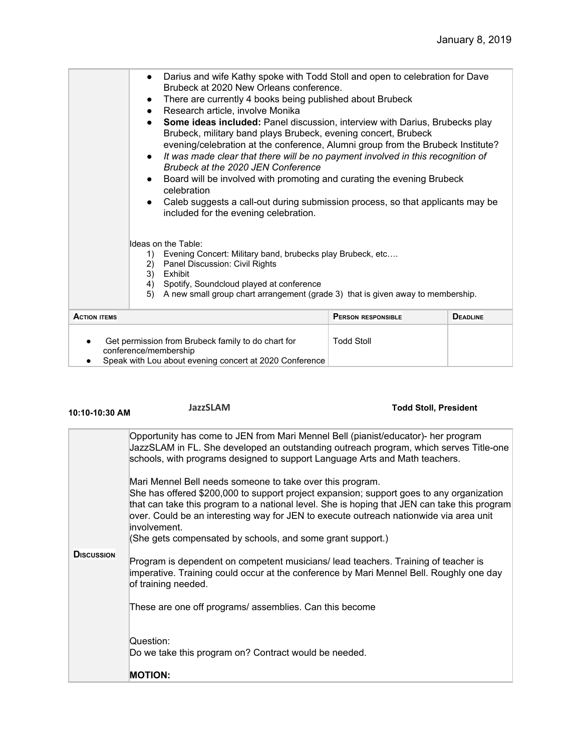January 8, 2019

| | |
|---|---|
| | • Darius and wife Kathy spoke with Todd Stoll and open to celebration for Dave Brubeck at 2020 New Orleans conference.<br>• There are currently 4 books being published about Brubeck<br>• Research article, involve Monika<br>• **Some ideas included:** Panel discussion, interview with Darius, Brubecks play Brubeck, military band plays Brubeck, evening concert, Brubeck evening/celebration at the conference, Alumni group from the Brubeck Institute?<br>• *It was made clear that there will be no payment involved in this recognition of Brubeck at the 2020 JEN Conference*<br>• Board will be involved with promoting and curating the evening Brubeck celebration<br>• Caleb suggests a call-out during submission process, so that applicants may be included for the evening celebration.<br><br>Ideas on the Table:<br>1) Evening Concert: Military band, brubecks play Brubeck, etc….<br>2) Panel Discussion: Civil Rights<br>3) Exhibit<br>4) Spotify, Soundcloud played at conference<br>5) A new small group chart arrangement (grade 3) that is given away to membership. |

| **Action items** | **Person responsible** | **Deadline** |
|---|---|---|
| • Get permission from Brubeck family to do chart for conference/membership<br>• Speak with Lou about evening concert at 2020 Conference | Todd Stoll | |

**10:10-10:30 AM** **JazzSLAM** **Todd Stoll, President**

| | |
|---|---|
| **Discussion** | Opportunity has come to JEN from Mari Mennel Bell (pianist/educator)- her program JazzSLAM in FL. She developed an outstanding outreach program, which serves Title-one schools, with programs designed to support Language Arts and Math teachers.<br><br>Mari Mennel Bell needs someone to take over this program.<br>She has offered $200,000 to support project expansion; support goes to any organization that can take this program to a national level. She is hoping that JEN can take this program over. Could be an interesting way for JEN to execute outreach nationwide via area unit involvement.<br>(She gets compensated by schools, and some grant support.)<br><br>Program is dependent on competent musicians/ lead teachers. Training of teacher is imperative. Training could occur at the conference by Mari Mennel Bell. Roughly one day of training needed.<br><br>These are one off programs/ assemblies. Can this become<br><br>Question:<br>Do we take this program on? Contract would be needed.<br><br>**MOTION:** |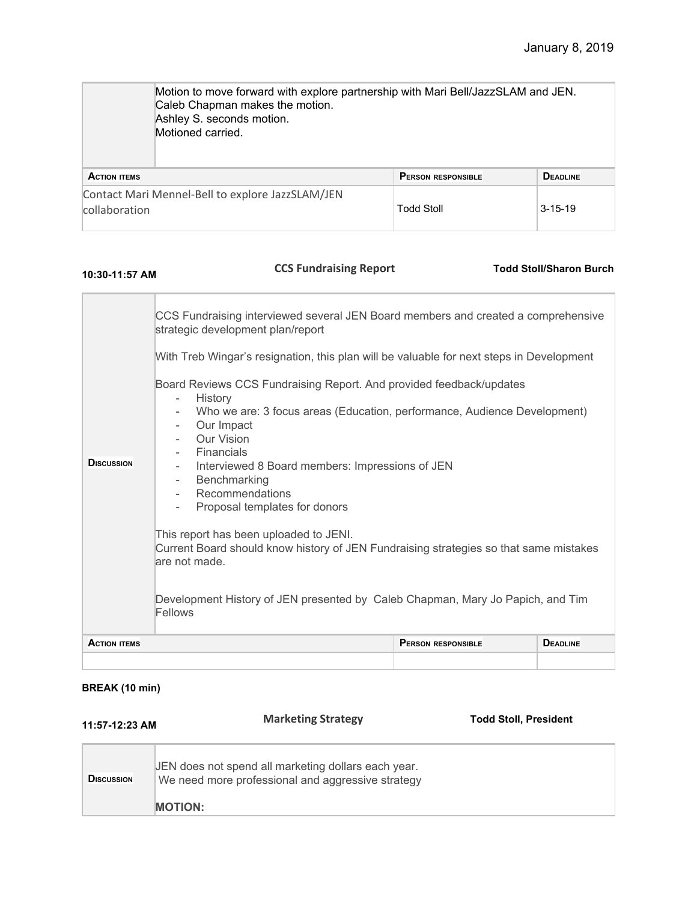January 8, 2019

| | |
|---|---|
| | Motion to move forward with explore partnership with Mari Bell/JazzSLAM and JEN.<br>Caleb Chapman makes the motion.<br>Ashley S. seconds motion.<br>Motioned carried. |

| ACTION ITEMS | PERSON RESPONSIBLE | DEADLINE |
|---|---|---|
| Contact Mari Mennel-Bell to explore JazzSLAM/JEN collaboration | Todd Stoll | 3-15-19 |

**10:30-11:57 AM** **CCS Fundraising Report** **Todd Stoll/Sharon Burch**

| | |
|---|---|
| DISCUSSION | CCS Fundraising interviewed several JEN Board members and created a comprehensive strategic development plan/report<br><br>With Treb Wingar's resignation, this plan will be valuable for next steps in Development<br><br>Board Reviews CCS Fundraising Report. And provided feedback/updates<br>- History<br>- Who we are: 3 focus areas (Education, performance, Audience Development)<br>- Our Impact<br>- Our Vision<br>- Financials<br>- Interviewed 8 Board members: Impressions of JEN<br>- Benchmarking<br>- Recommendations<br>- Proposal templates for donors<br><br>This report has been uploaded to JENI.<br>Current Board should know history of JEN Fundraising strategies so that same mistakes are not made.<br><br>Development History of JEN presented by Caleb Chapman, Mary Jo Papich, and Tim Fellows |

| ACTION ITEMS | PERSON RESPONSIBLE | DEADLINE |
|---|---|---|
| | | |

**BREAK (10 min)**

**11:57-12:23 AM** **Marketing Strategy** **Todd Stoll, President**

| | |
|---|---|
| DISCUSSION | JEN does not spend all marketing dollars each year.<br>We need more professional and aggressive strategy<br><br>**MOTION:** |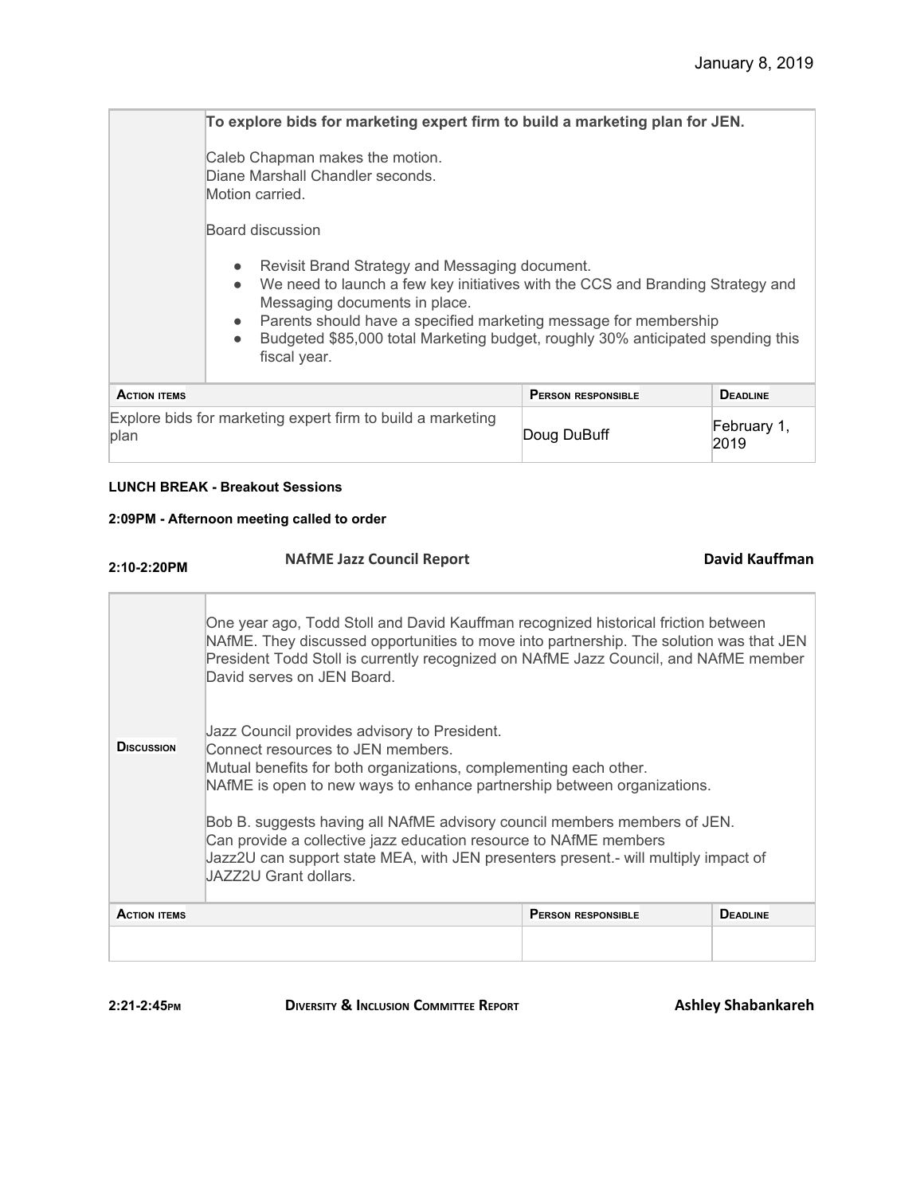January 8, 2019

| | **To explore bids for marketing expert firm to build a marketing plan for JEN.**<br><br>Caleb Chapman makes the motion.<br>Diane Marshall Chandler seconds.<br>Motion carried.<br><br>Board discussion<br><br>• Revisit Brand Strategy and Messaging document.<br>• We need to launch a few key initiatives with the CCS and Branding Strategy and Messaging documents in place.<br>• Parents should have a specified marketing message for membership<br>• Budgeted $85,000 total Marketing budget, roughly 30% anticipated spending this fiscal year. |
|---|---|

| Action items | Person responsible | Deadline |
|---|---|---|
| Explore bids for marketing expert firm to build a marketing plan | Doug DuBuff | February 1, 2019 |

**LUNCH BREAK - Breakout Sessions**

**2:09PM - Afternoon meeting called to order**

**2:10-2:20PM** **NAfME Jazz Council Report** **David Kauffman**

| Discussion | One year ago, Todd Stoll and David Kauffman recognized historical friction between NAfME. They discussed opportunities to move into partnership. The solution was that JEN President Todd Stoll is currently recognized on NAfME Jazz Council, and NAfME member David serves on JEN Board.<br><br>Jazz Council provides advisory to President.<br>Connect resources to JEN members.<br>Mutual benefits for both organizations, complementing each other.<br>NAfME is open to new ways to enhance partnership between organizations.<br><br>Bob B. suggests having all NAfME advisory council members members of JEN.<br>Can provide a collective jazz education resource to NAfME members<br>Jazz2U can support state MEA, with JEN presenters present.- will multiply impact of JAZZ2U Grant dollars. |
|---|---|

| Action items | Person responsible | Deadline |
|---|---|---|
| | | |

**2:21-2:45PM** **Diversity & Inclusion Committee Report** **Ashley Shabankareh**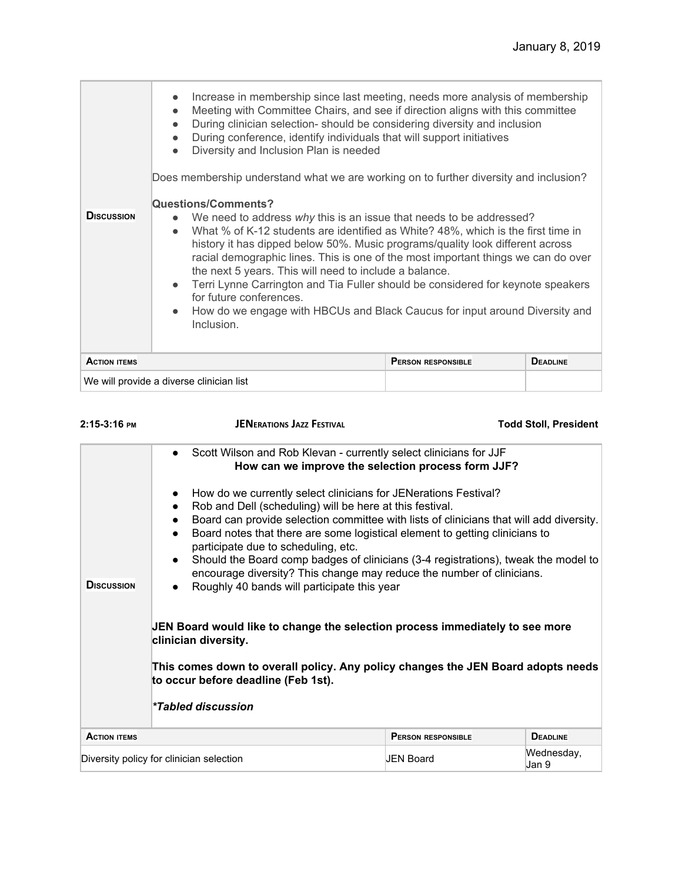January 8, 2019

| | |
|---|---|
| **Discussion** | ● Increase in membership since last meeting, needs more analysis of membership<br>● Meeting with Committee Chairs, and see if direction aligns with this committee<br>● During clinician selection- should be considering diversity and inclusion<br>● During conference, identify individuals that will support initiatives<br>● Diversity and Inclusion Plan is needed<br><br>Does membership understand what we are working on to further diversity and inclusion?<br><br>**Questions/Comments?**<br>● We need to address *why* this is an issue that needs to be addressed?<br>● What % of K-12 students are identified as White? 48%, which is the first time in history it has dipped below 50%. Music programs/quality look different across racial demographic lines. This is one of the most important things we can do over the next 5 years. This will need to include a balance.<br>● Terri Lynne Carrington and Tia Fuller should be considered for keynote speakers for future conferences.<br>● How do we engage with HBCUs and Black Caucus for input around Diversity and Inclusion. |

| Action items | Person responsible | Deadline |
|---|---|---|
| We will provide a diverse clinician list | | |

**2:15-3:16 PM** **JENERATIONS JAZZ FESTIVAL** **Todd Stoll, President**

| | |
|---|---|
| **Discussion** | ● Scott Wilson and Rob Klevan - currently select clinicians for JJF<br>**How can we improve the selection process form JJF?**<br><br>● How do we currently select clinicians for JENerations Festival?<br>● Rob and Dell (scheduling) will be here at this festival.<br>● Board can provide selection committee with lists of clinicians that will add diversity.<br>● Board notes that there are some logistical element to getting clinicians to participate due to scheduling, etc.<br>● Should the Board comp badges of clinicians (3-4 registrations), tweak the model to encourage diversity? This change may reduce the number of clinicians.<br>● Roughly 40 bands will participate this year<br><br>**JEN Board would like to change the selection process immediately to see more clinician diversity.**<br><br>**This comes down to overall policy. Any policy changes the JEN Board adopts needs to occur before deadline (Feb 1st).**<br><br>***Tabled discussion** |

| Action items | Person responsible | Deadline |
|---|---|---|
| Diversity policy for clinician selection | JEN Board | Wednesday, Jan 9 |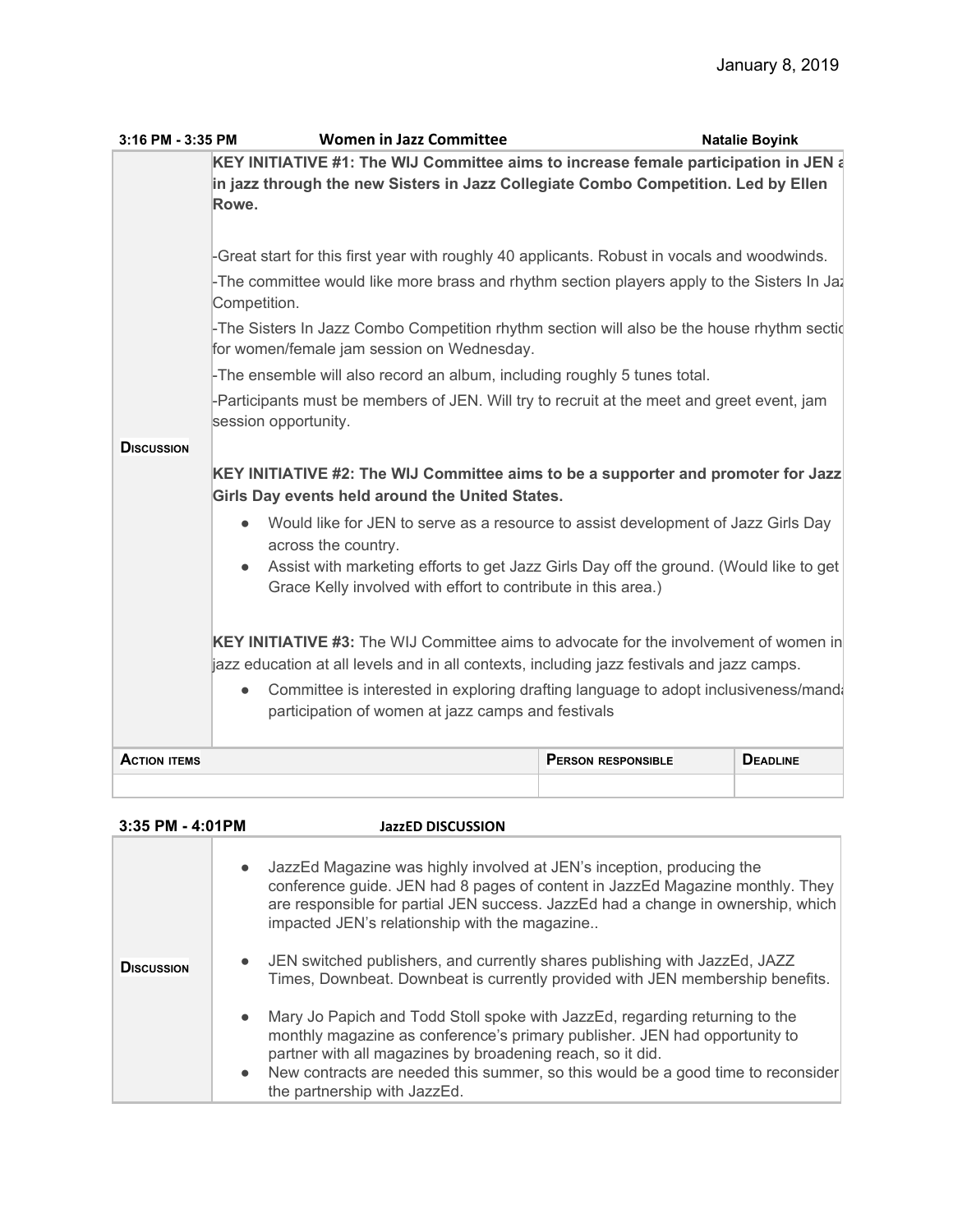January 8, 2019

| 3:16 PM - 3:35 PM | Women in Jazz Committee | | Natalie Boyink |
|---|---|---|---|
| **Discussion** | **KEY INITIATIVE #1: The WIJ Committee aims to increase female participation in JEN a in jazz through the new Sisters in Jazz Collegiate Combo Competition. Led by Ellen Rowe.**<br><br>-Great start for this first year with roughly 40 applicants. Robust in vocals and woodwinds.<br>-The committee would like more brass and rhythm section players apply to the Sisters In Jaz Competition.<br>-The Sisters In Jazz Combo Competition rhythm section will also be the house rhythm sectio for women/female jam session on Wednesday.<br>-The ensemble will also record an album, including roughly 5 tunes total.<br>-Participants must be members of JEN. Will try to recruit at the meet and greet event, jam session opportunity.<br><br>**KEY INITIATIVE #2: The WIJ Committee aims to be a supporter and promoter for Jazz Girls Day events held around the United States.**<br>• Would like for JEN to serve as a resource to assist development of Jazz Girls Day across the country.<br>• Assist with marketing efforts to get Jazz Girls Day off the ground. (Would like to get Grace Kelly involved with effort to contribute in this area.)<br><br>**KEY INITIATIVE #3:** The WIJ Committee aims to advocate for the involvement of women in jazz education at all levels and in all contexts, including jazz festivals and jazz camps.<br>• Committee is interested in exploring drafting language to adopt inclusiveness/manda participation of women at jazz camps and festivals | | |
| **Action items** | | **Person responsible** | **Deadline** |
| | | | |

| 3:35 PM - 4:01PM | JazzED DISCUSSION |
|---|---|
| **Discussion** | • JazzEd Magazine was highly involved at JEN's inception, producing the conference guide. JEN had 8 pages of content in JazzEd Magazine monthly. They are responsible for partial JEN success. JazzEd had a change in ownership, which impacted JEN's relationship with the magazine..<br>• JEN switched publishers, and currently shares publishing with JazzEd, JAZZ Times, Downbeat. Downbeat is currently provided with JEN membership benefits.<br>• Mary Jo Papich and Todd Stoll spoke with JazzEd, regarding returning to the monthly magazine as conference's primary publisher. JEN had opportunity to partner with all magazines by broadening reach, so it did.<br>• New contracts are needed this summer, so this would be a good time to reconsider the partnership with JazzEd. |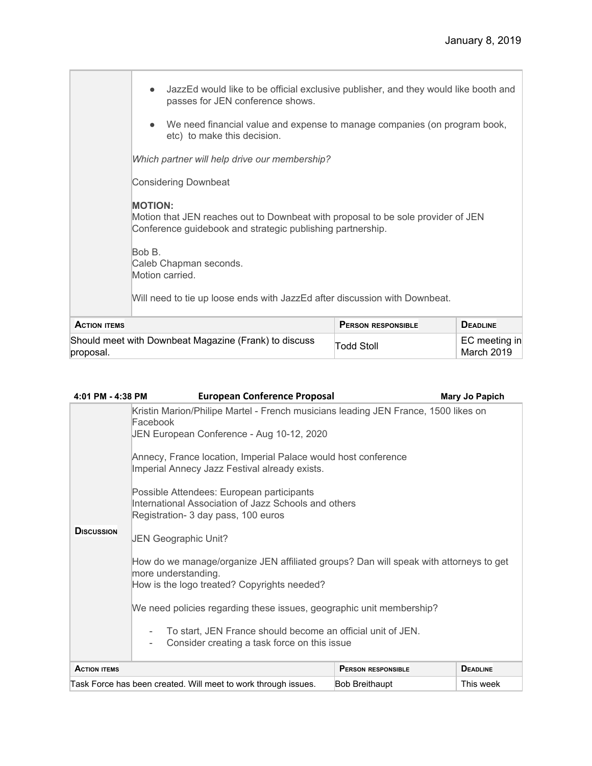January 8, 2019

- JazzEd would like to be official exclusive publisher, and they would like booth and passes for JEN conference shows.
- We need financial value and expense to manage companies (on program book, etc) to make this decision.

*Which partner will help drive our membership?*

Considering Downbeat

**MOTION:**
Motion that JEN reaches out to Downbeat with proposal to be sole provider of JEN Conference guidebook and strategic publishing partnership.

Bob B.
Caleb Chapman seconds.
Motion carried.

Will need to tie up loose ends with JazzEd after discussion with Downbeat.

| ACTION ITEMS | PERSON RESPONSIBLE | DEADLINE |
|---|---|---|
| Should meet with Downbeat Magazine (Frank) to discuss proposal. | Todd Stoll | EC meeting in March 2019 |

**4:01 PM - 4:38 PM** **European Conference Proposal** **Mary Jo Papich**

**DISCUSSION**

Kristin Marion/Philipe Martel - French musicians leading JEN France, 1500 likes on Facebook
JEN European Conference - Aug 10-12, 2020

Annecy, France location, Imperial Palace would host conference
Imperial Annecy Jazz Festival already exists.

Possible Attendees: European participants
International Association of Jazz Schools and others
Registration- 3 day pass, 100 euros

JEN Geographic Unit?

How do we manage/organize JEN affiliated groups? Dan will speak with attorneys to get more understanding.
How is the logo treated? Copyrights needed?

We need policies regarding these issues, geographic unit membership?

- To start, JEN France should become an official unit of JEN.
- Consider creating a task force on this issue

| ACTION ITEMS | PERSON RESPONSIBLE | DEADLINE |
|---|---|---|
| Task Force has been created. Will meet to work through issues. | Bob Breithaupt | This week |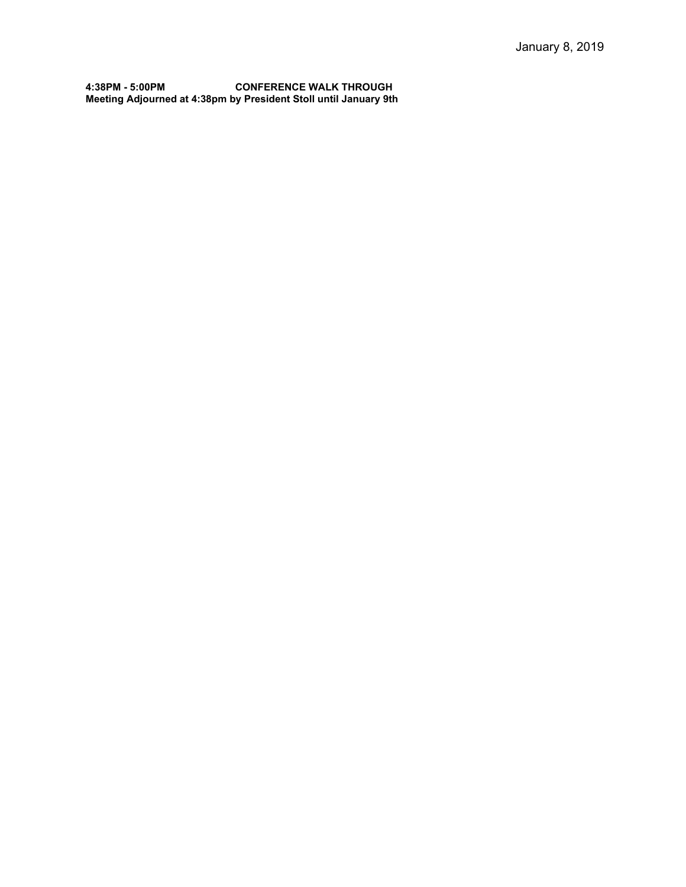**4:38PM - 5:00PM CONFERENCE WALK THROUGH**
**Meeting Adjourned at 4:38pm by President Stoll until January 9th**